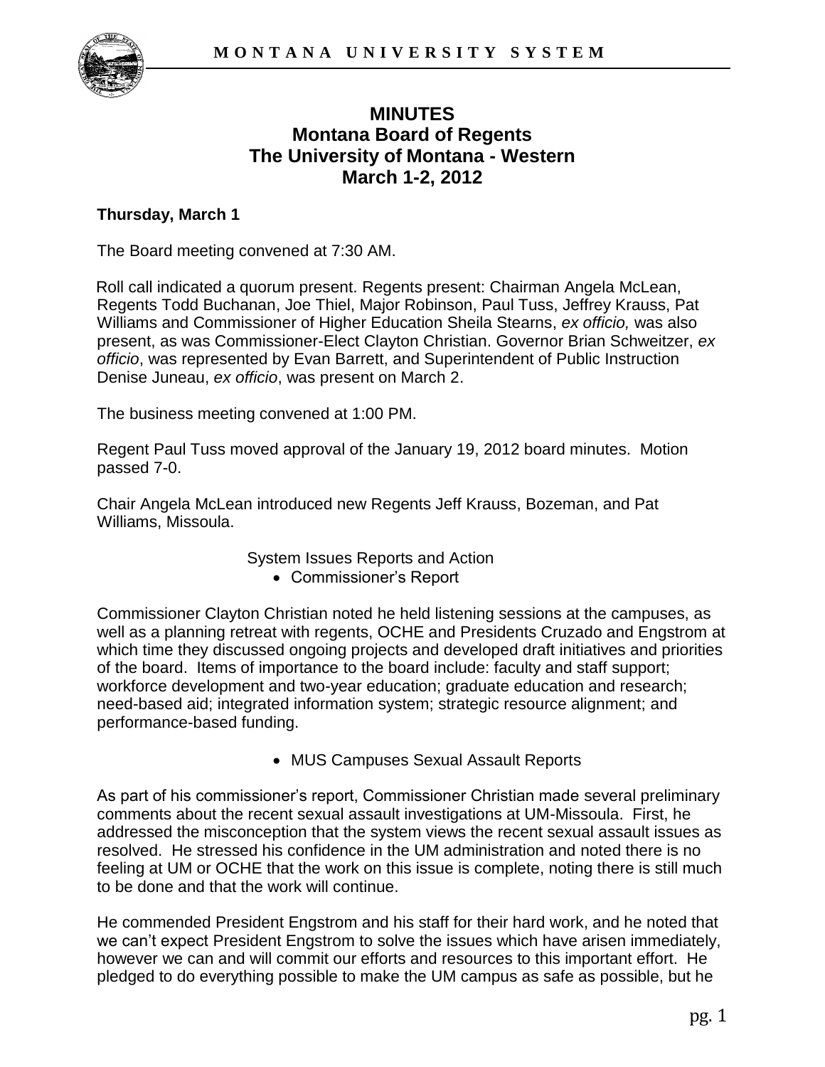# MINUTES
# Montana Board of Regents
# The University of Montana - Western
# March 1-2, 2012

**Thursday, March 1**

The Board meeting convened at 7:30 AM.

Roll call indicated a quorum present. Regents present: Chairman Angela McLean, Regents Todd Buchanan, Joe Thiel, Major Robinson, Paul Tuss, Jeffrey Krauss, Pat Williams and Commissioner of Higher Education Sheila Stearns, *ex officio,* was also present, as was Commissioner-Elect Clayton Christian. Governor Brian Schweitzer, *ex officio*, was represented by Evan Barrett, and Superintendent of Public Instruction Denise Juneau, *ex officio*, was present on March 2.

The business meeting convened at 1:00 PM.

Regent Paul Tuss moved approval of the January 19, 2012 board minutes. Motion passed 7-0.

Chair Angela McLean introduced new Regents Jeff Krauss, Bozeman, and Pat Williams, Missoula.

System Issues Reports and Action

- Commissioner's Report

Commissioner Clayton Christian noted he held listening sessions at the campuses, as well as a planning retreat with regents, OCHE and Presidents Cruzado and Engstrom at which time they discussed ongoing projects and developed draft initiatives and priorities of the board. Items of importance to the board include: faculty and staff support; workforce development and two-year education; graduate education and research; need-based aid; integrated information system; strategic resource alignment; and performance-based funding.

- MUS Campuses Sexual Assault Reports

As part of his commissioner's report, Commissioner Christian made several preliminary comments about the recent sexual assault investigations at UM-Missoula. First, he addressed the misconception that the system views the recent sexual assault issues as resolved. He stressed his confidence in the UM administration and noted there is no feeling at UM or OCHE that the work on this issue is complete, noting there is still much to be done and that the work will continue.

He commended President Engstrom and his staff for their hard work, and he noted that we can't expect President Engstrom to solve the issues which have arisen immediately, however we can and will commit our efforts and resources to this important effort. He pledged to do everything possible to make the UM campus as safe as possible, but he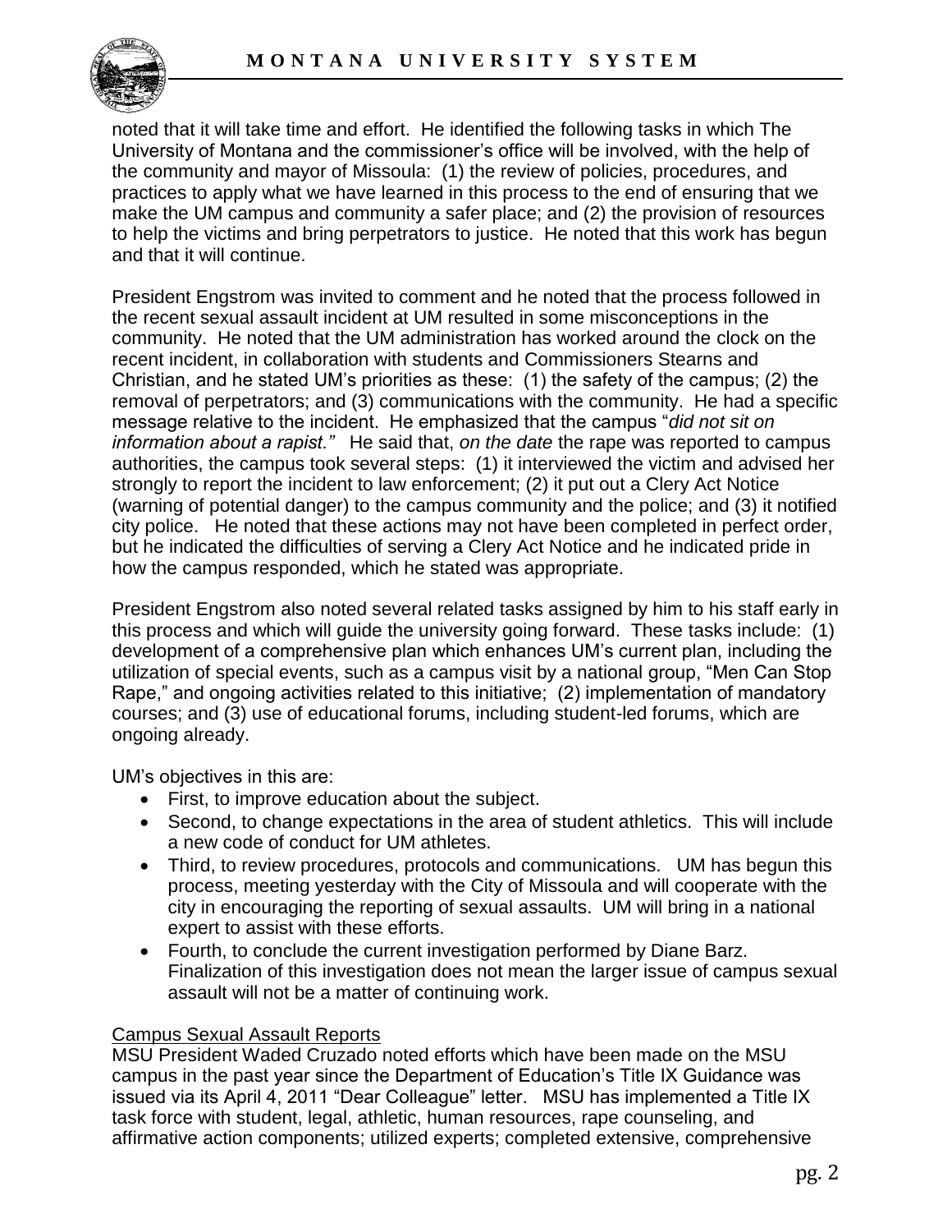noted that it will take time and effort. He identified the following tasks in which The University of Montana and the commissioner's office will be involved, with the help of the community and mayor of Missoula: (1) the review of policies, procedures, and practices to apply what we have learned in this process to the end of ensuring that we make the UM campus and community a safer place; and (2) the provision of resources to help the victims and bring perpetrators to justice. He noted that this work has begun and that it will continue.

President Engstrom was invited to comment and he noted that the process followed in the recent sexual assault incident at UM resulted in some misconceptions in the community. He noted that the UM administration has worked around the clock on the recent incident, in collaboration with students and Commissioners Stearns and Christian, and he stated UM's priorities as these: (1) the safety of the campus; (2) the removal of perpetrators; and (3) communications with the community. He had a specific message relative to the incident. He emphasized that the campus "*did not sit on information about a rapist.*" He said that, *on the date* the rape was reported to campus authorities, the campus took several steps: (1) it interviewed the victim and advised her strongly to report the incident to law enforcement; (2) it put out a Clery Act Notice (warning of potential danger) to the campus community and the police; and (3) it notified city police. He noted that these actions may not have been completed in perfect order, but he indicated the difficulties of serving a Clery Act Notice and he indicated pride in how the campus responded, which he stated was appropriate.

President Engstrom also noted several related tasks assigned by him to his staff early in this process and which will guide the university going forward. These tasks include: (1) development of a comprehensive plan which enhances UM's current plan, including the utilization of special events, such as a campus visit by a national group, "Men Can Stop Rape," and ongoing activities related to this initiative; (2) implementation of mandatory courses; and (3) use of educational forums, including student-led forums, which are ongoing already.

UM's objectives in this are:

- First, to improve education about the subject.
- Second, to change expectations in the area of student athletics. This will include a new code of conduct for UM athletes.
- Third, to review procedures, protocols and communications. UM has begun this process, meeting yesterday with the City of Missoula and will cooperate with the city in encouraging the reporting of sexual assaults. UM will bring in a national expert to assist with these efforts.
- Fourth, to conclude the current investigation performed by Diane Barz. Finalization of this investigation does not mean the larger issue of campus sexual assault will not be a matter of continuing work.

<u>Campus Sexual Assault Reports</u>

MSU President Waded Cruzado noted efforts which have been made on the MSU campus in the past year since the Department of Education's Title IX Guidance was issued via its April 4, 2011 "Dear Colleague" letter. MSU has implemented a Title IX task force with student, legal, athletic, human resources, rape counseling, and affirmative action components; utilized experts; completed extensive, comprehensive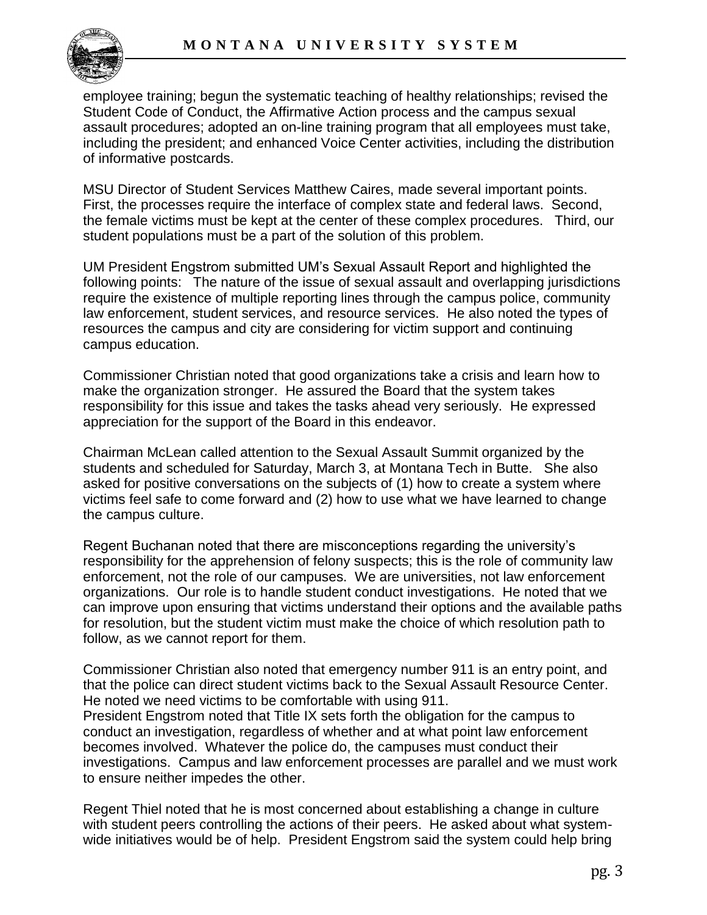employee training; begun the systematic teaching of healthy relationships; revised the Student Code of Conduct, the Affirmative Action process and the campus sexual assault procedures; adopted an on-line training program that all employees must take, including the president; and enhanced Voice Center activities, including the distribution of informative postcards.

MSU Director of Student Services Matthew Caires, made several important points. First, the processes require the interface of complex state and federal laws. Second, the female victims must be kept at the center of these complex procedures. Third, our student populations must be a part of the solution of this problem.

UM President Engstrom submitted UM's Sexual Assault Report and highlighted the following points: The nature of the issue of sexual assault and overlapping jurisdictions require the existence of multiple reporting lines through the campus police, community law enforcement, student services, and resource services. He also noted the types of resources the campus and city are considering for victim support and continuing campus education.

Commissioner Christian noted that good organizations take a crisis and learn how to make the organization stronger. He assured the Board that the system takes responsibility for this issue and takes the tasks ahead very seriously. He expressed appreciation for the support of the Board in this endeavor.

Chairman McLean called attention to the Sexual Assault Summit organized by the students and scheduled for Saturday, March 3, at Montana Tech in Butte. She also asked for positive conversations on the subjects of (1) how to create a system where victims feel safe to come forward and (2) how to use what we have learned to change the campus culture.

Regent Buchanan noted that there are misconceptions regarding the university's responsibility for the apprehension of felony suspects; this is the role of community law enforcement, not the role of our campuses. We are universities, not law enforcement organizations. Our role is to handle student conduct investigations. He noted that we can improve upon ensuring that victims understand their options and the available paths for resolution, but the student victim must make the choice of which resolution path to follow, as we cannot report for them.

Commissioner Christian also noted that emergency number 911 is an entry point, and that the police can direct student victims back to the Sexual Assault Resource Center. He noted we need victims to be comfortable with using 911.

President Engstrom noted that Title IX sets forth the obligation for the campus to conduct an investigation, regardless of whether and at what point law enforcement becomes involved. Whatever the police do, the campuses must conduct their investigations. Campus and law enforcement processes are parallel and we must work to ensure neither impedes the other.

Regent Thiel noted that he is most concerned about establishing a change in culture with student peers controlling the actions of their peers. He asked about what system-wide initiatives would be of help. President Engstrom said the system could help bring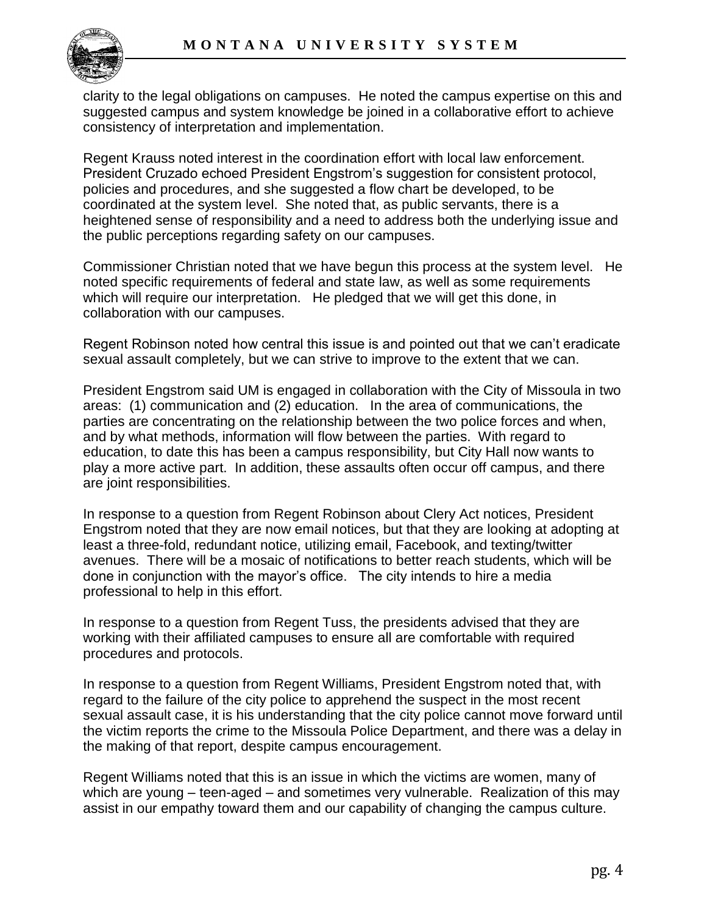clarity to the legal obligations on campuses. He noted the campus expertise on this and suggested campus and system knowledge be joined in a collaborative effort to achieve consistency of interpretation and implementation.

Regent Krauss noted interest in the coordination effort with local law enforcement. President Cruzado echoed President Engstrom's suggestion for consistent protocol, policies and procedures, and she suggested a flow chart be developed, to be coordinated at the system level. She noted that, as public servants, there is a heightened sense of responsibility and a need to address both the underlying issue and the public perceptions regarding safety on our campuses.

Commissioner Christian noted that we have begun this process at the system level. He noted specific requirements of federal and state law, as well as some requirements which will require our interpretation. He pledged that we will get this done, in collaboration with our campuses.

Regent Robinson noted how central this issue is and pointed out that we can't eradicate sexual assault completely, but we can strive to improve to the extent that we can.

President Engstrom said UM is engaged in collaboration with the City of Missoula in two areas: (1) communication and (2) education. In the area of communications, the parties are concentrating on the relationship between the two police forces and when, and by what methods, information will flow between the parties. With regard to education, to date this has been a campus responsibility, but City Hall now wants to play a more active part. In addition, these assaults often occur off campus, and there are joint responsibilities.

In response to a question from Regent Robinson about Clery Act notices, President Engstrom noted that they are now email notices, but that they are looking at adopting at least a three-fold, redundant notice, utilizing email, Facebook, and texting/twitter avenues. There will be a mosaic of notifications to better reach students, which will be done in conjunction with the mayor's office. The city intends to hire a media professional to help in this effort.

In response to a question from Regent Tuss, the presidents advised that they are working with their affiliated campuses to ensure all are comfortable with required procedures and protocols.

In response to a question from Regent Williams, President Engstrom noted that, with regard to the failure of the city police to apprehend the suspect in the most recent sexual assault case, it is his understanding that the city police cannot move forward until the victim reports the crime to the Missoula Police Department, and there was a delay in the making of that report, despite campus encouragement.

Regent Williams noted that this is an issue in which the victims are women, many of which are young – teen-aged – and sometimes very vulnerable. Realization of this may assist in our empathy toward them and our capability of changing the campus culture.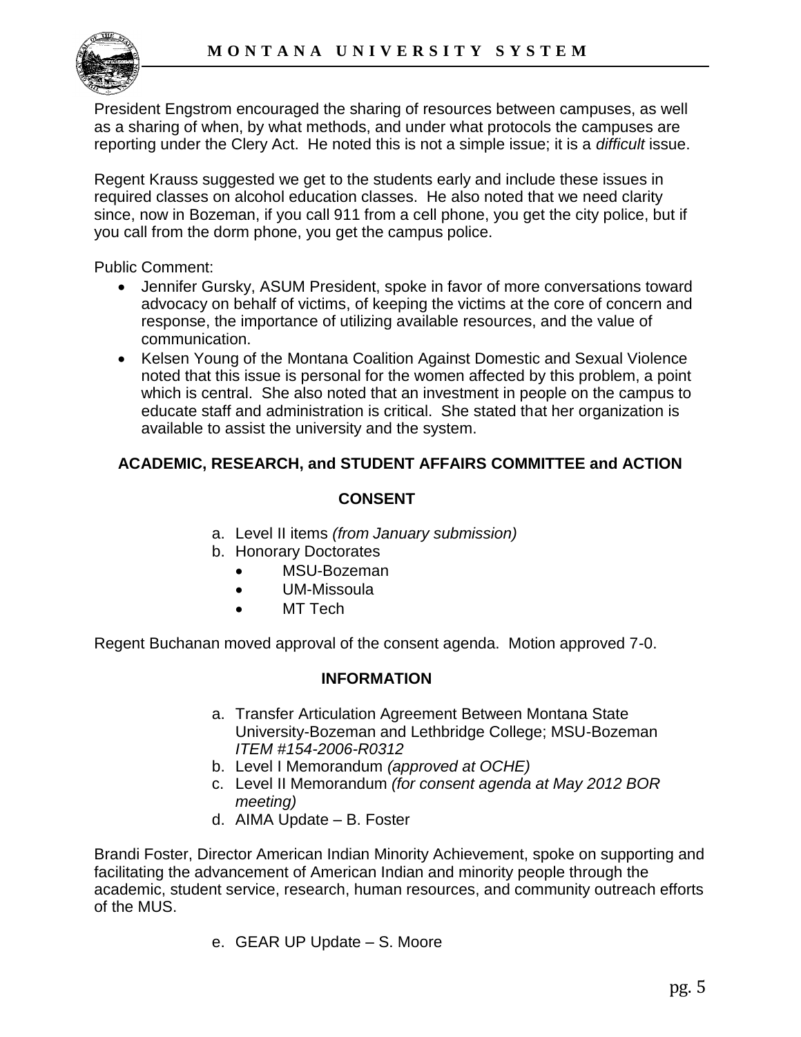President Engstrom encouraged the sharing of resources between campuses, as well as a sharing of when, by what methods, and under what protocols the campuses are reporting under the Clery Act. He noted this is not a simple issue; it is a *difficult* issue.

Regent Krauss suggested we get to the students early and include these issues in required classes on alcohol education classes. He also noted that we need clarity since, now in Bozeman, if you call 911 from a cell phone, you get the city police, but if you call from the dorm phone, you get the campus police.

Public Comment:

- Jennifer Gursky, ASUM President, spoke in favor of more conversations toward advocacy on behalf of victims, of keeping the victims at the core of concern and response, the importance of utilizing available resources, and the value of communication.
- Kelsen Young of the Montana Coalition Against Domestic and Sexual Violence noted that this issue is personal for the women affected by this problem, a point which is central. She also noted that an investment in people on the campus to educate staff and administration is critical. She stated that her organization is available to assist the university and the system.

## ACADEMIC, RESEARCH, and STUDENT AFFAIRS COMMITTEE and ACTION

### CONSENT

a. Level II items *(from January submission)*
b. Honorary Doctorates
    - MSU-Bozeman
    - UM-Missoula
    - MT Tech

Regent Buchanan moved approval of the consent agenda. Motion approved 7-0.

### INFORMATION

a. Transfer Articulation Agreement Between Montana State University-Bozeman and Lethbridge College; MSU-Bozeman *ITEM #154-2006-R0312*
b. Level I Memorandum *(approved at OCHE)*
c. Level II Memorandum *(for consent agenda at May 2012 BOR meeting)*
d. AIMA Update – B. Foster

Brandi Foster, Director American Indian Minority Achievement, spoke on supporting and facilitating the advancement of American Indian and minority people through the academic, student service, research, human resources, and community outreach efforts of the MUS.

e. GEAR UP Update – S. Moore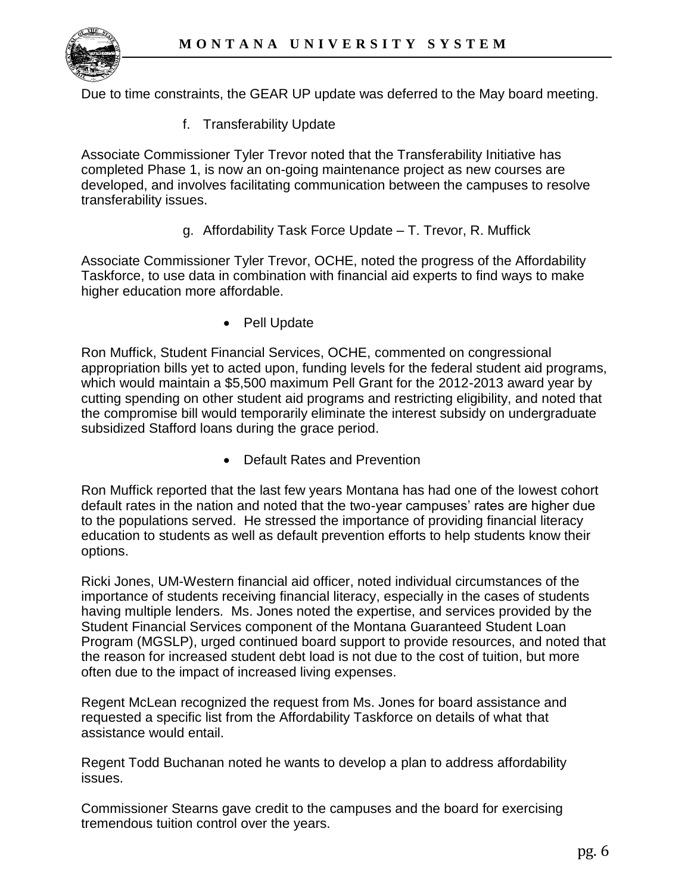Due to time constraints, the GEAR UP update was deferred to the May board meeting.

f. Transferability Update

Associate Commissioner Tyler Trevor noted that the Transferability Initiative has completed Phase 1, is now an on-going maintenance project as new courses are developed, and involves facilitating communication between the campuses to resolve transferability issues.

g. Affordability Task Force Update – T. Trevor, R. Muffick

Associate Commissioner Tyler Trevor, OCHE, noted the progress of the Affordability Taskforce, to use data in combination with financial aid experts to find ways to make higher education more affordable.

- Pell Update

Ron Muffick, Student Financial Services, OCHE, commented on congressional appropriation bills yet to acted upon, funding levels for the federal student aid programs, which would maintain a $5,500 maximum Pell Grant for the 2012-2013 award year by cutting spending on other student aid programs and restricting eligibility, and noted that the compromise bill would temporarily eliminate the interest subsidy on undergraduate subsidized Stafford loans during the grace period.

- Default Rates and Prevention

Ron Muffick reported that the last few years Montana has had one of the lowest cohort default rates in the nation and noted that the two-year campuses' rates are higher due to the populations served. He stressed the importance of providing financial literacy education to students as well as default prevention efforts to help students know their options.

Ricki Jones, UM-Western financial aid officer, noted individual circumstances of the importance of students receiving financial literacy, especially in the cases of students having multiple lenders. Ms. Jones noted the expertise, and services provided by the Student Financial Services component of the Montana Guaranteed Student Loan Program (MGSLP), urged continued board support to provide resources, and noted that the reason for increased student debt load is not due to the cost of tuition, but more often due to the impact of increased living expenses.

Regent McLean recognized the request from Ms. Jones for board assistance and requested a specific list from the Affordability Taskforce on details of what that assistance would entail.

Regent Todd Buchanan noted he wants to develop a plan to address affordability issues.

Commissioner Stearns gave credit to the campuses and the board for exercising tremendous tuition control over the years.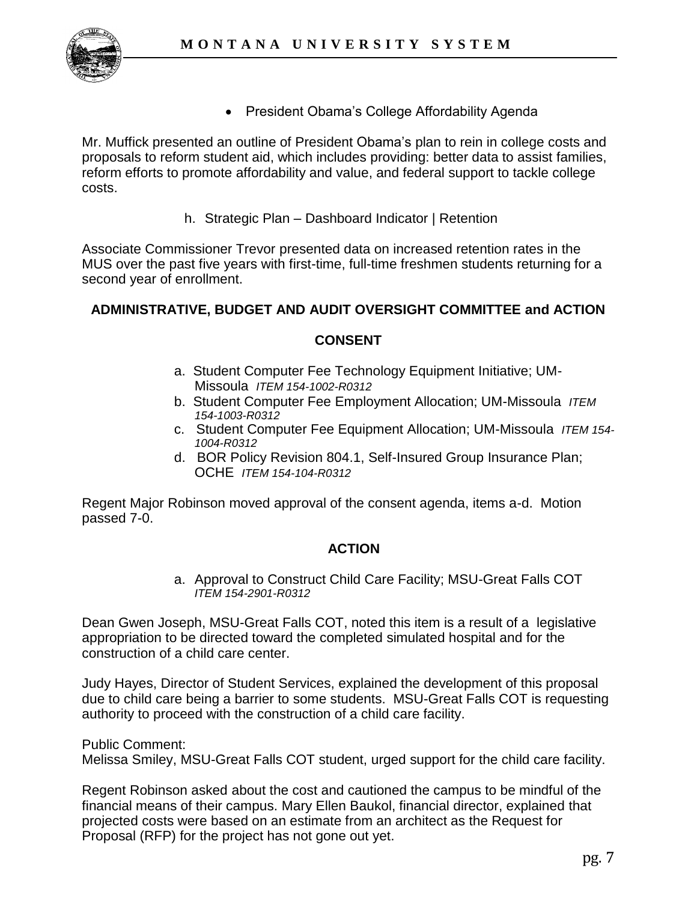- President Obama's College Affordability Agenda

Mr. Muffick presented an outline of President Obama's plan to rein in college costs and proposals to reform student aid, which includes providing: better data to assist families, reform efforts to promote affordability and value, and federal support to tackle college costs.

h. Strategic Plan – Dashboard Indicator | Retention

Associate Commissioner Trevor presented data on increased retention rates in the MUS over the past five years with first-time, full-time freshmen students returning for a second year of enrollment.

**ADMINISTRATIVE, BUDGET AND AUDIT OVERSIGHT COMMITTEE and ACTION**

**CONSENT**

a. Student Computer Fee Technology Equipment Initiative; UM-Missoula *ITEM 154-1002-R0312*
b. Student Computer Fee Employment Allocation; UM-Missoula *ITEM 154-1003-R0312*
c. Student Computer Fee Equipment Allocation; UM-Missoula *ITEM 154-1004-R0312*
d. BOR Policy Revision 804.1, Self-Insured Group Insurance Plan; OCHE *ITEM 154-104-R0312*

Regent Major Robinson moved approval of the consent agenda, items a-d. Motion passed 7-0.

**ACTION**

a. Approval to Construct Child Care Facility; MSU-Great Falls COT *ITEM 154-2901-R0312*

Dean Gwen Joseph, MSU-Great Falls COT, noted this item is a result of a legislative appropriation to be directed toward the completed simulated hospital and for the construction of a child care center.

Judy Hayes, Director of Student Services, explained the development of this proposal due to child care being a barrier to some students. MSU-Great Falls COT is requesting authority to proceed with the construction of a child care facility.

Public Comment:
Melissa Smiley, MSU-Great Falls COT student, urged support for the child care facility.

Regent Robinson asked about the cost and cautioned the campus to be mindful of the financial means of their campus. Mary Ellen Baukol, financial director, explained that projected costs were based on an estimate from an architect as the Request for Proposal (RFP) for the project has not gone out yet.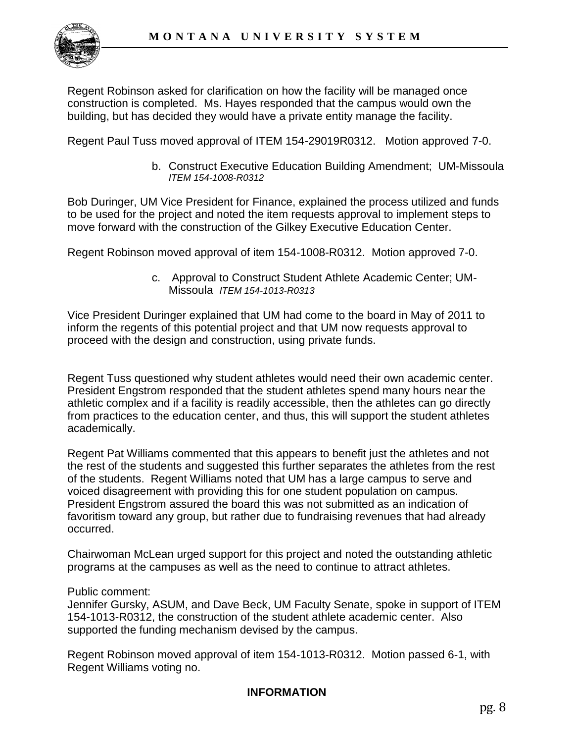Regent Robinson asked for clarification on how the facility will be managed once construction is completed. Ms. Hayes responded that the campus would own the building, but has decided they would have a private entity manage the facility.

Regent Paul Tuss moved approval of ITEM 154-29019R0312. Motion approved 7-0.

b. Construct Executive Education Building Amendment; UM-Missoula *ITEM 154-1008-R0312*

Bob Duringer, UM Vice President for Finance, explained the process utilized and funds to be used for the project and noted the item requests approval to implement steps to move forward with the construction of the Gilkey Executive Education Center.

Regent Robinson moved approval of item 154-1008-R0312. Motion approved 7-0.

c. Approval to Construct Student Athlete Academic Center; UM-Missoula *ITEM 154-1013-R0313*

Vice President Duringer explained that UM had come to the board in May of 2011 to inform the regents of this potential project and that UM now requests approval to proceed with the design and construction, using private funds.

Regent Tuss questioned why student athletes would need their own academic center. President Engstrom responded that the student athletes spend many hours near the athletic complex and if a facility is readily accessible, then the athletes can go directly from practices to the education center, and thus, this will support the student athletes academically.

Regent Pat Williams commented that this appears to benefit just the athletes and not the rest of the students and suggested this further separates the athletes from the rest of the students. Regent Williams noted that UM has a large campus to serve and voiced disagreement with providing this for one student population on campus. President Engstrom assured the board this was not submitted as an indication of favoritism toward any group, but rather due to fundraising revenues that had already occurred.

Chairwoman McLean urged support for this project and noted the outstanding athletic programs at the campuses as well as the need to continue to attract athletes.

Public comment:
Jennifer Gursky, ASUM, and Dave Beck, UM Faculty Senate, spoke in support of ITEM 154-1013-R0312, the construction of the student athlete academic center. Also supported the funding mechanism devised by the campus.

Regent Robinson moved approval of item 154-1013-R0312. Motion passed 6-1, with Regent Williams voting no.

**INFORMATION**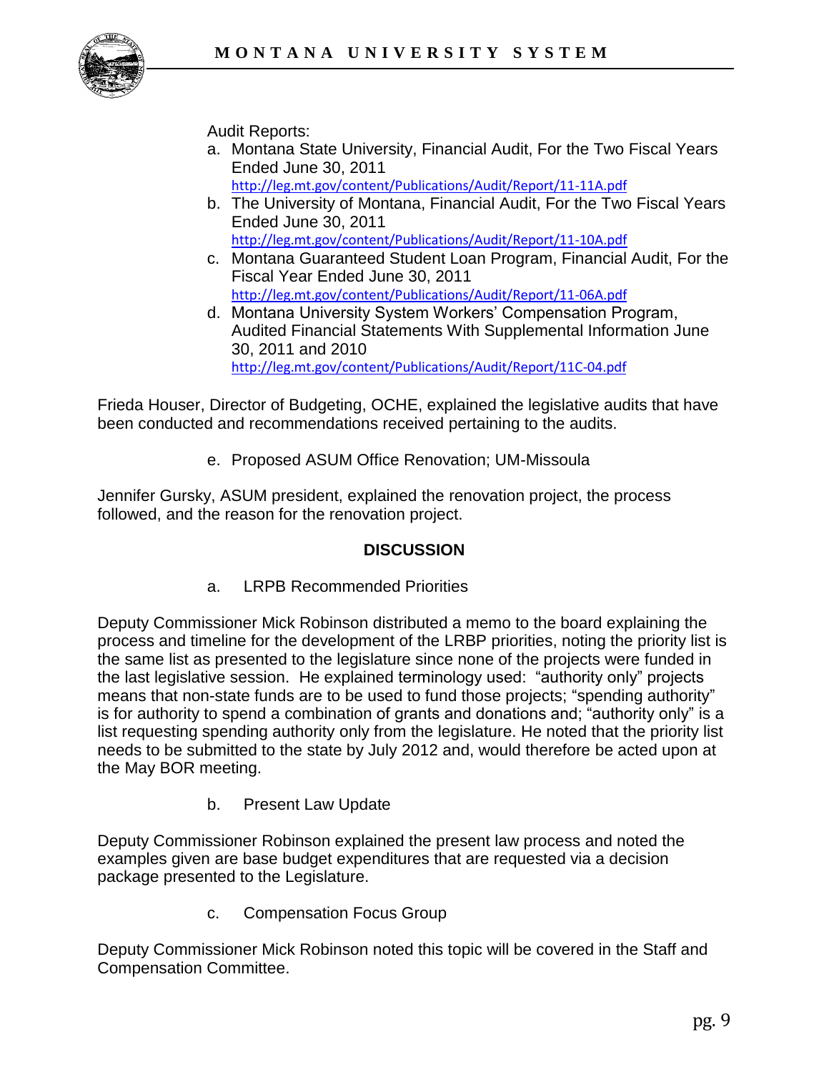Audit Reports:

a. Montana State University, Financial Audit, For the Two Fiscal Years Ended June 30, 2011
http://leg.mt.gov/content/Publications/Audit/Report/11-11A.pdf

b. The University of Montana, Financial Audit, For the Two Fiscal Years Ended June 30, 2011
http://leg.mt.gov/content/Publications/Audit/Report/11-10A.pdf

c. Montana Guaranteed Student Loan Program, Financial Audit, For the Fiscal Year Ended June 30, 2011
http://leg.mt.gov/content/Publications/Audit/Report/11-06A.pdf

d. Montana University System Workers' Compensation Program, Audited Financial Statements With Supplemental Information June 30, 2011 and 2010
http://leg.mt.gov/content/Publications/Audit/Report/11C-04.pdf

Frieda Houser, Director of Budgeting, OCHE, explained the legislative audits that have been conducted and recommendations received pertaining to the audits.

e. Proposed ASUM Office Renovation; UM-Missoula

Jennifer Gursky, ASUM president, explained the renovation project, the process followed, and the reason for the renovation project.

**DISCUSSION**

a. LRPB Recommended Priorities

Deputy Commissioner Mick Robinson distributed a memo to the board explaining the process and timeline for the development of the LRBP priorities, noting the priority list is the same list as presented to the legislature since none of the projects were funded in the last legislative session. He explained terminology used: "authority only" projects means that non-state funds are to be used to fund those projects; "spending authority" is for authority to spend a combination of grants and donations and; "authority only" is a list requesting spending authority only from the legislature. He noted that the priority list needs to be submitted to the state by July 2012 and, would therefore be acted upon at the May BOR meeting.

b. Present Law Update

Deputy Commissioner Robinson explained the present law process and noted the examples given are base budget expenditures that are requested via a decision package presented to the Legislature.

c. Compensation Focus Group

Deputy Commissioner Mick Robinson noted this topic will be covered in the Staff and Compensation Committee.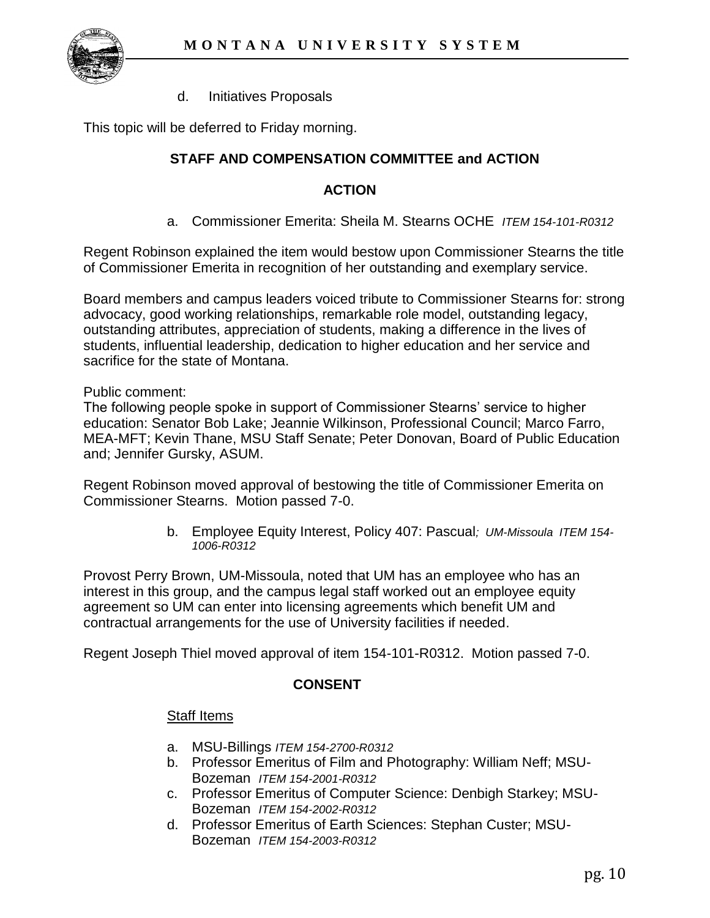d. Initiatives Proposals

This topic will be deferred to Friday morning.

## STAFF AND COMPENSATION COMMITTEE and ACTION

### ACTION

a. Commissioner Emerita: Sheila M. Stearns OCHE *ITEM 154-101-R0312*

Regent Robinson explained the item would bestow upon Commissioner Stearns the title of Commissioner Emerita in recognition of her outstanding and exemplary service.

Board members and campus leaders voiced tribute to Commissioner Stearns for: strong advocacy, good working relationships, remarkable role model, outstanding legacy, outstanding attributes, appreciation of students, making a difference in the lives of students, influential leadership, dedication to higher education and her service and sacrifice for the state of Montana.

Public comment:
The following people spoke in support of Commissioner Stearns' service to higher education: Senator Bob Lake; Jeannie Wilkinson, Professional Council; Marco Farro, MEA-MFT; Kevin Thane, MSU Staff Senate; Peter Donovan, Board of Public Education and; Jennifer Gursky, ASUM.

Regent Robinson moved approval of bestowing the title of Commissioner Emerita on Commissioner Stearns. Motion passed 7-0.

b. Employee Equity Interest, Policy 407: Pascual*; UM-Missoula ITEM 154-1006-R0312*

Provost Perry Brown, UM-Missoula, noted that UM has an employee who has an interest in this group, and the campus legal staff worked out an employee equity agreement so UM can enter into licensing agreements which benefit UM and contractual arrangements for the use of University facilities if needed.

Regent Joseph Thiel moved approval of item 154-101-R0312. Motion passed 7-0.

### CONSENT

Staff Items

a. MSU-Billings *ITEM 154-2700-R0312*
b. Professor Emeritus of Film and Photography: William Neff; MSU-Bozeman *ITEM 154-2001-R0312*
c. Professor Emeritus of Computer Science: Denbigh Starkey; MSU-Bozeman *ITEM 154-2002-R0312*
d. Professor Emeritus of Earth Sciences: Stephan Custer; MSU-Bozeman *ITEM 154-2003-R0312*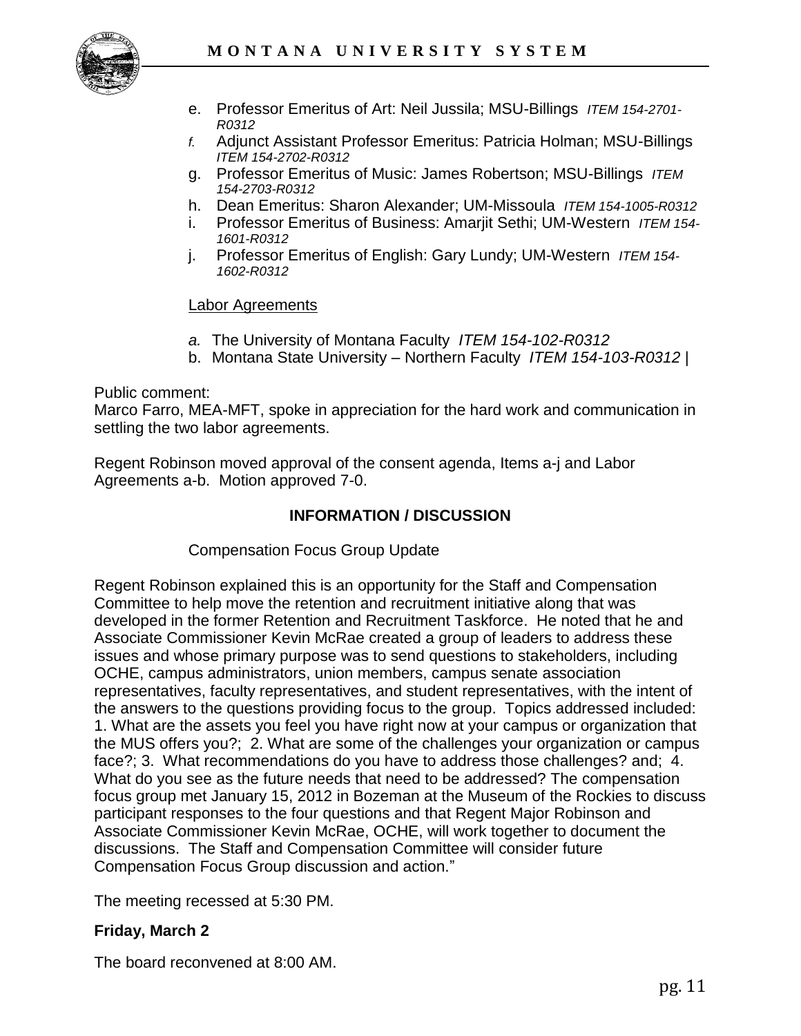e. Professor Emeritus of Art: Neil Jussila; MSU-Billings *ITEM 154-2701-R0312*
f. Adjunct Assistant Professor Emeritus: Patricia Holman; MSU-Billings *ITEM 154-2702-R0312*
g. Professor Emeritus of Music: James Robertson; MSU-Billings *ITEM 154-2703-R0312*
h. Dean Emeritus: Sharon Alexander; UM-Missoula *ITEM 154-1005-R0312*
i. Professor Emeritus of Business: Amarjit Sethi; UM-Western *ITEM 154-1601-R0312*
j. Professor Emeritus of English: Gary Lundy; UM-Western *ITEM 154-1602-R0312*

Labor Agreements

a. The University of Montana Faculty *ITEM 154-102-R0312*
b. Montana State University – Northern Faculty *ITEM 154-103-R0312* |

Public comment:
Marco Farro, MEA-MFT, spoke in appreciation for the hard work and communication in settling the two labor agreements.

Regent Robinson moved approval of the consent agenda, Items a-j and Labor Agreements a-b. Motion approved 7-0.

**INFORMATION / DISCUSSION**

Compensation Focus Group Update

Regent Robinson explained this is an opportunity for the Staff and Compensation Committee to help move the retention and recruitment initiative along that was developed in the former Retention and Recruitment Taskforce. He noted that he and Associate Commissioner Kevin McRae created a group of leaders to address these issues and whose primary purpose was to send questions to stakeholders, including OCHE, campus administrators, union members, campus senate association representatives, faculty representatives, and student representatives, with the intent of the answers to the questions providing focus to the group. Topics addressed included: 1. What are the assets you feel you have right now at your campus or organization that the MUS offers you?; 2. What are some of the challenges your organization or campus face?; 3. What recommendations do you have to address those challenges? and; 4. What do you see as the future needs that need to be addressed? The compensation focus group met January 15, 2012 in Bozeman at the Museum of the Rockies to discuss participant responses to the four questions and that Regent Major Robinson and Associate Commissioner Kevin McRae, OCHE, will work together to document the discussions. The Staff and Compensation Committee will consider future Compensation Focus Group discussion and action."

The meeting recessed at 5:30 PM.

**Friday, March 2**

The board reconvened at 8:00 AM.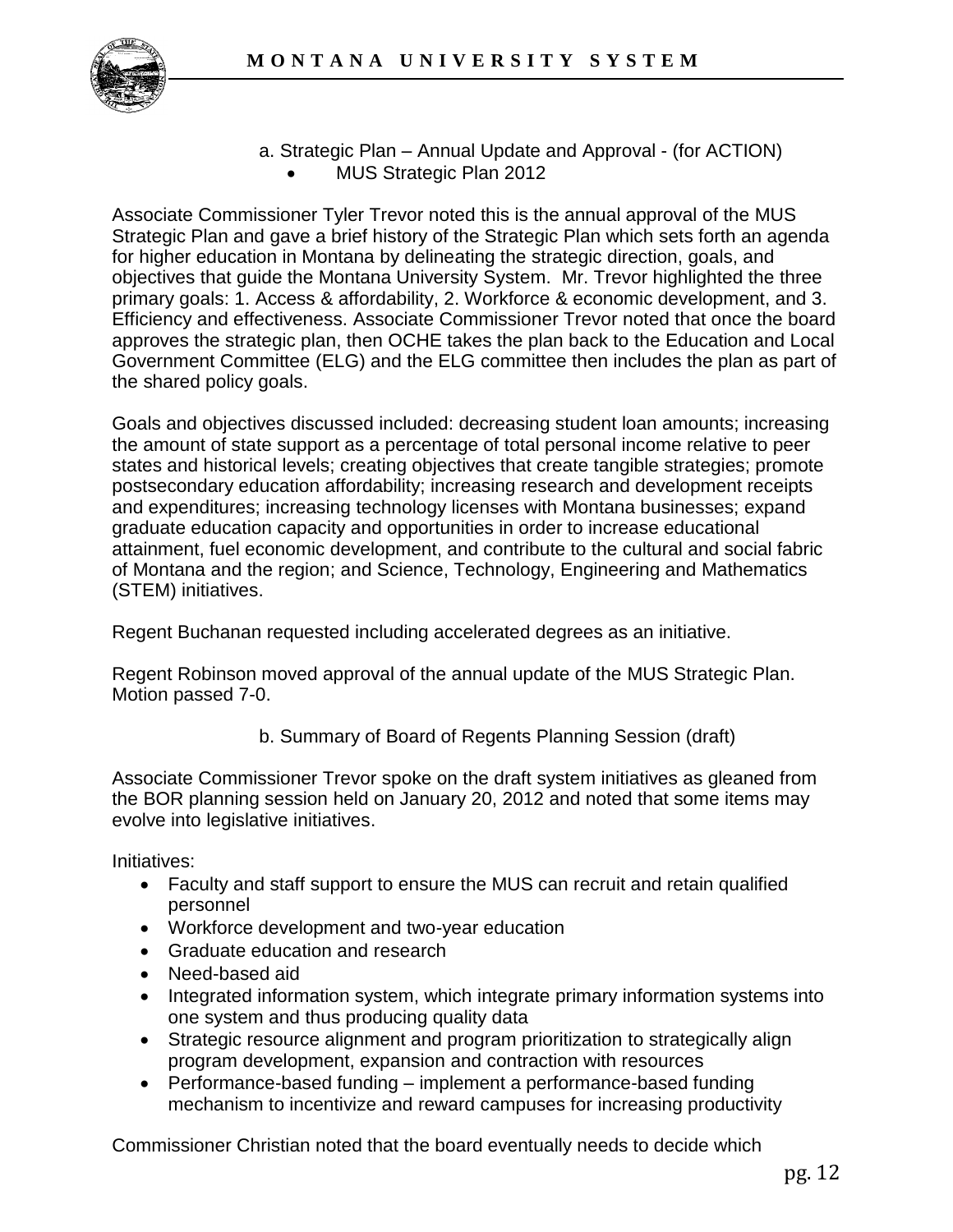a. Strategic Plan – Annual Update and Approval - (for ACTION)

- MUS Strategic Plan 2012

Associate Commissioner Tyler Trevor noted this is the annual approval of the MUS Strategic Plan and gave a brief history of the Strategic Plan which sets forth an agenda for higher education in Montana by delineating the strategic direction, goals, and objectives that guide the Montana University System. Mr. Trevor highlighted the three primary goals: 1. Access & affordability, 2. Workforce & economic development, and 3. Efficiency and effectiveness. Associate Commissioner Trevor noted that once the board approves the strategic plan, then OCHE takes the plan back to the Education and Local Government Committee (ELG) and the ELG committee then includes the plan as part of the shared policy goals.

Goals and objectives discussed included: decreasing student loan amounts; increasing the amount of state support as a percentage of total personal income relative to peer states and historical levels; creating objectives that create tangible strategies; promote postsecondary education affordability; increasing research and development receipts and expenditures; increasing technology licenses with Montana businesses; expand graduate education capacity and opportunities in order to increase educational attainment, fuel economic development, and contribute to the cultural and social fabric of Montana and the region; and Science, Technology, Engineering and Mathematics (STEM) initiatives.

Regent Buchanan requested including accelerated degrees as an initiative.

Regent Robinson moved approval of the annual update of the MUS Strategic Plan. Motion passed 7-0.

b. Summary of Board of Regents Planning Session (draft)

Associate Commissioner Trevor spoke on the draft system initiatives as gleaned from the BOR planning session held on January 20, 2012 and noted that some items may evolve into legislative initiatives.

Initiatives:

- Faculty and staff support to ensure the MUS can recruit and retain qualified personnel
- Workforce development and two-year education
- Graduate education and research
- Need-based aid
- Integrated information system, which integrate primary information systems into one system and thus producing quality data
- Strategic resource alignment and program prioritization to strategically align program development, expansion and contraction with resources
- Performance-based funding – implement a performance-based funding mechanism to incentivize and reward campuses for increasing productivity

Commissioner Christian noted that the board eventually needs to decide which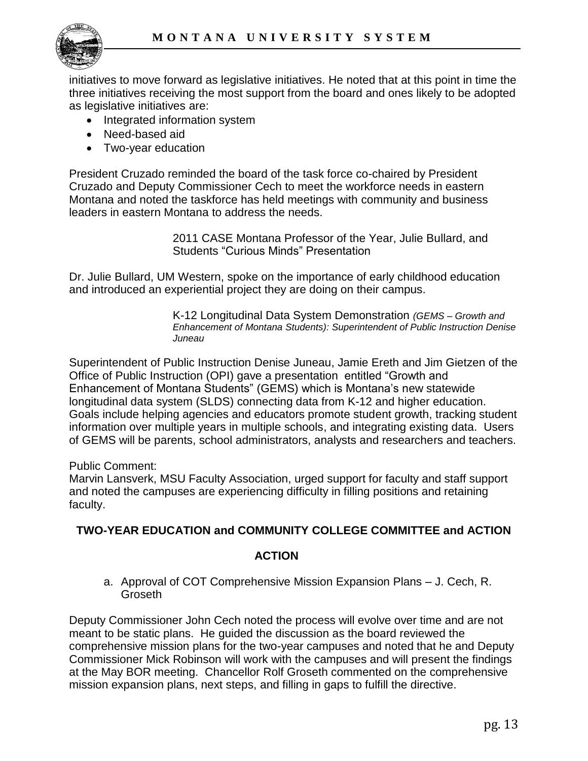initiatives to move forward as legislative initiatives. He noted that at this point in time the three initiatives receiving the most support from the board and ones likely to be adopted as legislative initiatives are:

- Integrated information system
- Need-based aid
- Two-year education

President Cruzado reminded the board of the task force co-chaired by President Cruzado and Deputy Commissioner Cech to meet the workforce needs in eastern Montana and noted the taskforce has held meetings with community and business leaders in eastern Montana to address the needs.

2011 CASE Montana Professor of the Year, Julie Bullard, and Students "Curious Minds" Presentation

Dr. Julie Bullard, UM Western, spoke on the importance of early childhood education and introduced an experiential project they are doing on their campus.

K-12 Longitudinal Data System Demonstration *(GEMS – Growth and Enhancement of Montana Students): Superintendent of Public Instruction Denise Juneau*

Superintendent of Public Instruction Denise Juneau, Jamie Ereth and Jim Gietzen of the Office of Public Instruction (OPI) gave a presentation entitled "Growth and Enhancement of Montana Students" (GEMS) which is Montana's new statewide longitudinal data system (SLDS) connecting data from K-12 and higher education. Goals include helping agencies and educators promote student growth, tracking student information over multiple years in multiple schools, and integrating existing data. Users of GEMS will be parents, school administrators, analysts and researchers and teachers.

Public Comment:
Marvin Lansverk, MSU Faculty Association, urged support for faculty and staff support and noted the campuses are experiencing difficulty in filling positions and retaining faculty.

**TWO-YEAR EDUCATION and COMMUNITY COLLEGE COMMITTEE and ACTION**

**ACTION**

a. Approval of COT Comprehensive Mission Expansion Plans – J. Cech, R. Groseth

Deputy Commissioner John Cech noted the process will evolve over time and are not meant to be static plans. He guided the discussion as the board reviewed the comprehensive mission plans for the two-year campuses and noted that he and Deputy Commissioner Mick Robinson will work with the campuses and will present the findings at the May BOR meeting. Chancellor Rolf Groseth commented on the comprehensive mission expansion plans, next steps, and filling in gaps to fulfill the directive.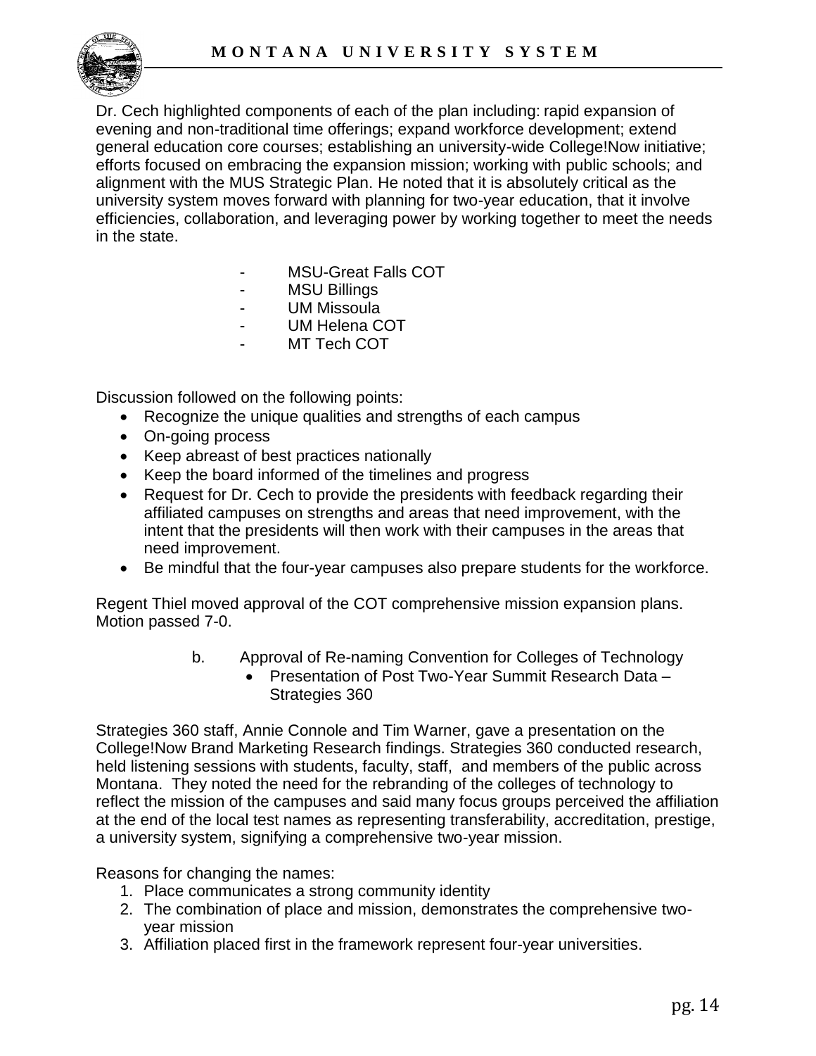Dr. Cech highlighted components of each of the plan including: rapid expansion of evening and non-traditional time offerings; expand workforce development; extend general education core courses; establishing an university-wide College!Now initiative; efforts focused on embracing the expansion mission; working with public schools; and alignment with the MUS Strategic Plan. He noted that it is absolutely critical as the university system moves forward with planning for two-year education, that it involve efficiencies, collaboration, and leveraging power by working together to meet the needs in the state.

- MSU-Great Falls COT
- MSU Billings
- UM Missoula
- UM Helena COT
- MT Tech COT

Discussion followed on the following points:

- Recognize the unique qualities and strengths of each campus
- On-going process
- Keep abreast of best practices nationally
- Keep the board informed of the timelines and progress
- Request for Dr. Cech to provide the presidents with feedback regarding their affiliated campuses on strengths and areas that need improvement, with the intent that the presidents will then work with their campuses in the areas that need improvement.
- Be mindful that the four-year campuses also prepare students for the workforce.

Regent Thiel moved approval of the COT comprehensive mission expansion plans. Motion passed 7-0.

b. Approval of Re-naming Convention for Colleges of Technology
   - Presentation of Post Two-Year Summit Research Data – Strategies 360

Strategies 360 staff, Annie Connole and Tim Warner, gave a presentation on the College!Now Brand Marketing Research findings. Strategies 360 conducted research, held listening sessions with students, faculty, staff, and members of the public across Montana. They noted the need for the rebranding of the colleges of technology to reflect the mission of the campuses and said many focus groups perceived the affiliation at the end of the local test names as representing transferability, accreditation, prestige, a university system, signifying a comprehensive two-year mission.

Reasons for changing the names:

1. Place communicates a strong community identity
2. The combination of place and mission, demonstrates the comprehensive two-year mission
3. Affiliation placed first in the framework represent four-year universities.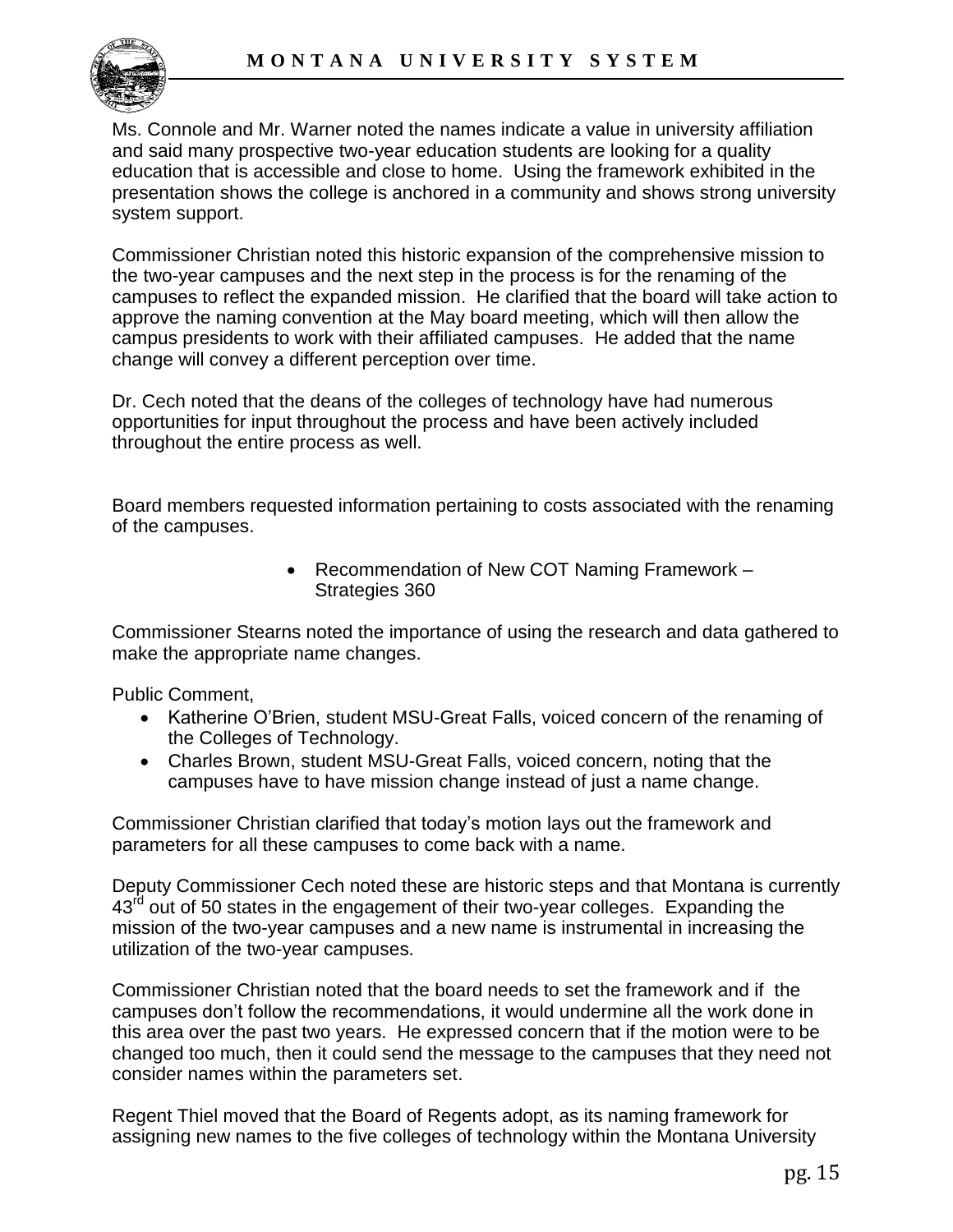Ms. Connole and Mr. Warner noted the names indicate a value in university affiliation and said many prospective two-year education students are looking for a quality education that is accessible and close to home. Using the framework exhibited in the presentation shows the college is anchored in a community and shows strong university system support.

Commissioner Christian noted this historic expansion of the comprehensive mission to the two-year campuses and the next step in the process is for the renaming of the campuses to reflect the expanded mission. He clarified that the board will take action to approve the naming convention at the May board meeting, which will then allow the campus presidents to work with their affiliated campuses. He added that the name change will convey a different perception over time.

Dr. Cech noted that the deans of the colleges of technology have had numerous opportunities for input throughout the process and have been actively included throughout the entire process as well.

Board members requested information pertaining to costs associated with the renaming of the campuses.

- Recommendation of New COT Naming Framework – Strategies 360

Commissioner Stearns noted the importance of using the research and data gathered to make the appropriate name changes.

Public Comment,

- Katherine O'Brien, student MSU-Great Falls, voiced concern of the renaming of the Colleges of Technology.
- Charles Brown, student MSU-Great Falls, voiced concern, noting that the campuses have to have mission change instead of just a name change.

Commissioner Christian clarified that today's motion lays out the framework and parameters for all these campuses to come back with a name.

Deputy Commissioner Cech noted these are historic steps and that Montana is currently 43rd out of 50 states in the engagement of their two-year colleges. Expanding the mission of the two-year campuses and a new name is instrumental in increasing the utilization of the two-year campuses.

Commissioner Christian noted that the board needs to set the framework and if the campuses don't follow the recommendations, it would undermine all the work done in this area over the past two years. He expressed concern that if the motion were to be changed too much, then it could send the message to the campuses that they need not consider names within the parameters set.

Regent Thiel moved that the Board of Regents adopt, as its naming framework for assigning new names to the five colleges of technology within the Montana University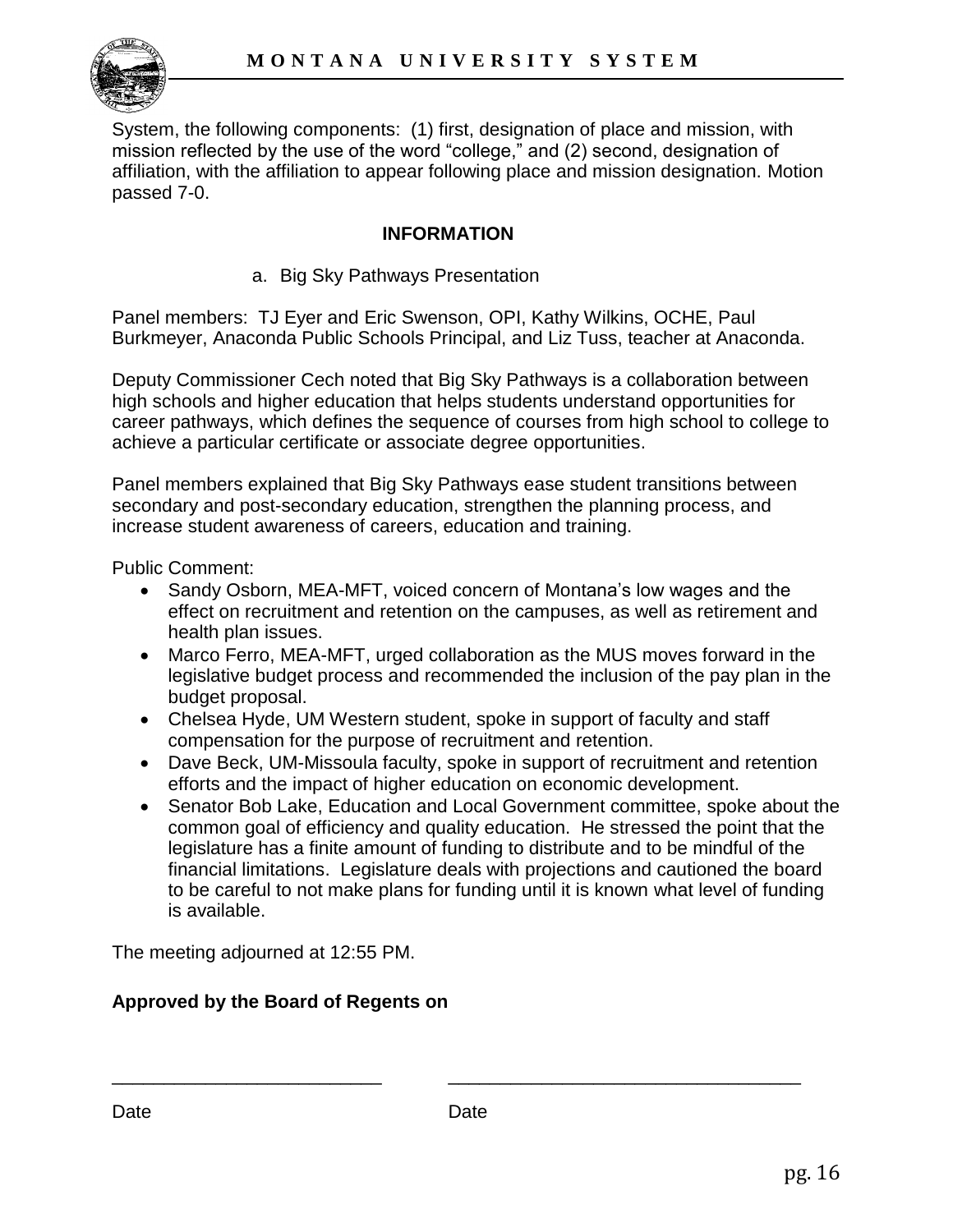System, the following components: (1) first, designation of place and mission, with mission reflected by the use of the word “college,” and (2) second, designation of affiliation, with the affiliation to appear following place and mission designation. Motion passed 7-0.

**INFORMATION**

a. Big Sky Pathways Presentation

Panel members: TJ Eyer and Eric Swenson, OPI, Kathy Wilkins, OCHE, Paul Burkmeyer, Anaconda Public Schools Principal, and Liz Tuss, teacher at Anaconda.

Deputy Commissioner Cech noted that Big Sky Pathways is a collaboration between high schools and higher education that helps students understand opportunities for career pathways, which defines the sequence of courses from high school to college to achieve a particular certificate or associate degree opportunities.

Panel members explained that Big Sky Pathways ease student transitions between secondary and post-secondary education, strengthen the planning process, and increase student awareness of careers, education and training.

Public Comment:

- Sandy Osborn, MEA-MFT, voiced concern of Montana’s low wages and the effect on recruitment and retention on the campuses, as well as retirement and health plan issues.
- Marco Ferro, MEA-MFT, urged collaboration as the MUS moves forward in the legislative budget process and recommended the inclusion of the pay plan in the budget proposal.
- Chelsea Hyde, UM Western student, spoke in support of faculty and staff compensation for the purpose of recruitment and retention.
- Dave Beck, UM-Missoula faculty, spoke in support of recruitment and retention efforts and the impact of higher education on economic development.
- Senator Bob Lake, Education and Local Government committee, spoke about the common goal of efficiency and quality education. He stressed the point that the legislature has a finite amount of funding to distribute and to be mindful of the financial limitations. Legislature deals with projections and cautioned the board to be careful to not make plans for funding until it is known what level of funding is available.

The meeting adjourned at 12:55 PM.

**Approved by the Board of Regents on**

\_\_\_\_\_\_\_\_\_\_\_\_\_\_\_\_\_\_\_\_\_\_\_\_\_\_ \_\_\_\_\_\_\_\_\_\_\_\_\_\_\_\_\_\_\_\_\_\_\_\_\_\_\_\_\_\_\_\_\_\_

Date Date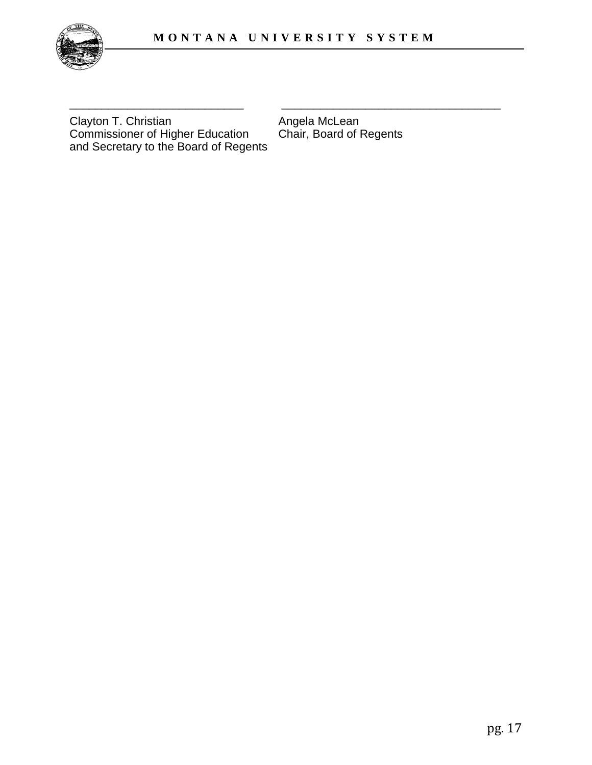| | |
|---|---|
| ____________________________ | ___________________________________ |
| Clayton T. Christian<br>Commissioner of Higher Education<br>and Secretary to the Board of Regents | Angela McLean<br>Chair, Board of Regents |